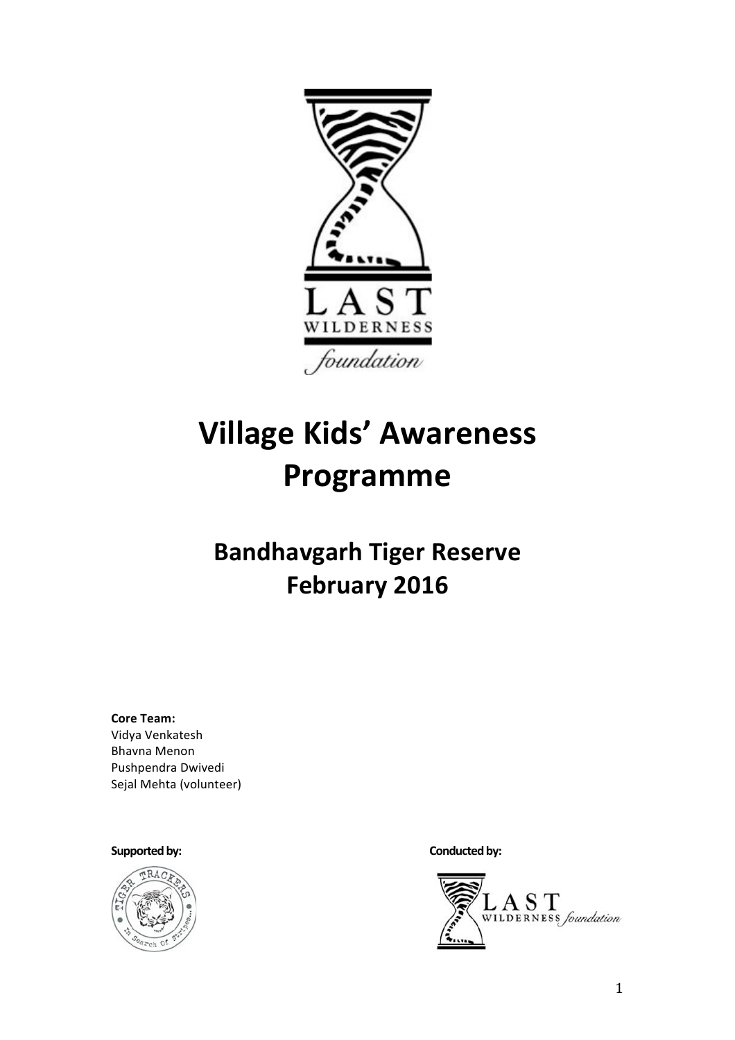# Village Kids' Awareness Programme

## Bandhavgarh Tiger Reserve
## February 2016

**Core Team:**
Vidya Venkatesh
Bhavna Menon
Pushpendra Dwivedi
Sejal Mehta (volunteer)

**Supported by:**

**Conducted by:**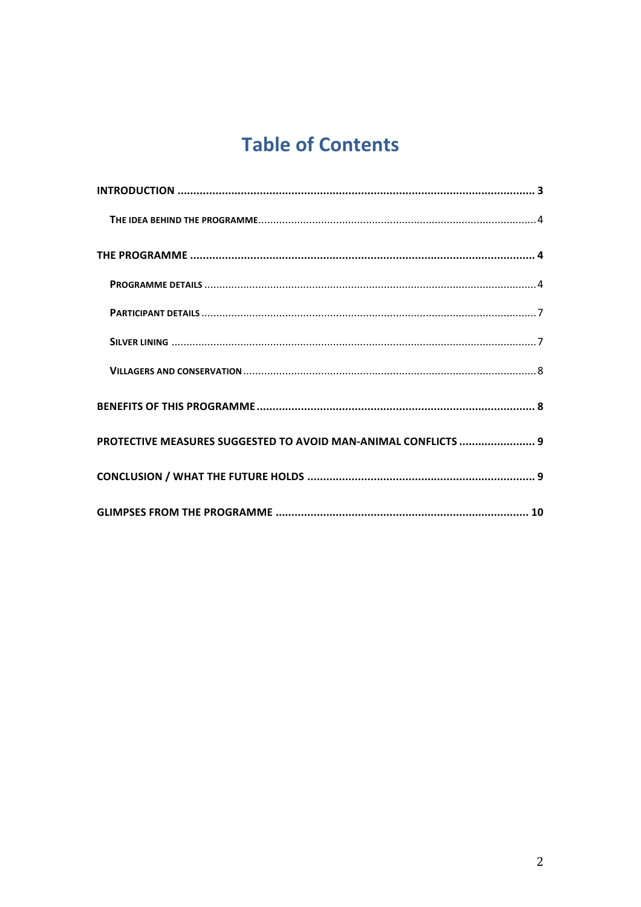# Table of Contents

**INTRODUCTION .......................................................................................................................... 3**

THE IDEA BEHIND THE PROGRAMME................................................................................................ 4

**THE PROGRAMME ..................................................................................................................... 4**

PROGRAMME DETAILS ....................................................................................................................... 4

PARTICIPANT DETAILS ........................................................................................................................ 7

SILVER LINING ..................................................................................................................................... 7

VILLAGERS AND CONSERVATION ....................................................................................................... 8

**BENEFITS OF THIS PROGRAMME ............................................................................................. 8**

**PROTECTIVE MEASURES SUGGESTED TO AVOID MAN-ANIMAL CONFLICTS ........................ 9**

**CONCLUSION / WHAT THE FUTURE HOLDS ............................................................................ 9**

**GLIMPSES FROM THE PROGRAMME ...................................................................................... 10**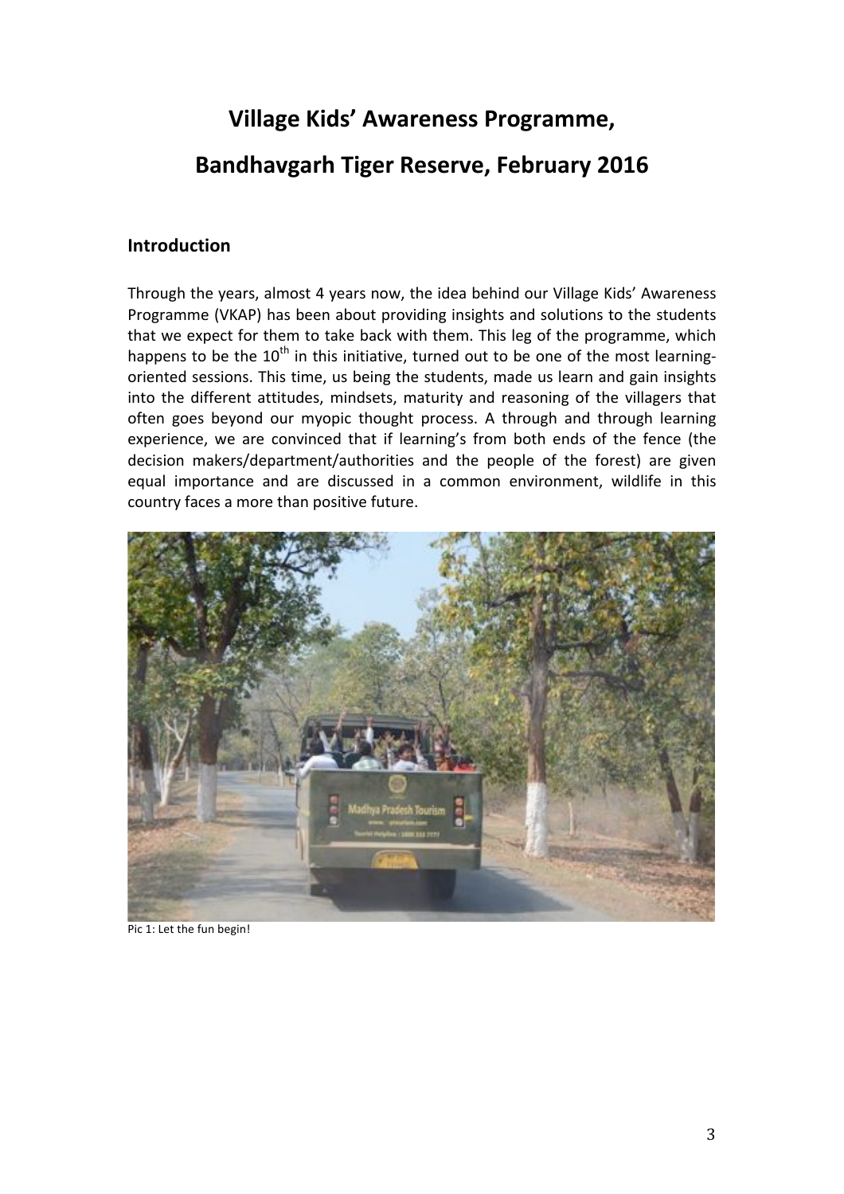# Village Kids' Awareness Programme,

# Bandhavgarh Tiger Reserve, February 2016

## Introduction

Through the years, almost 4 years now, the idea behind our Village Kids' Awareness Programme (VKAP) has been about providing insights and solutions to the students that we expect for them to take back with them. This leg of the programme, which happens to be the 10th in this initiative, turned out to be one of the most learning-oriented sessions. This time, us being the students, made us learn and gain insights into the different attitudes, mindsets, maturity and reasoning of the villagers that often goes beyond our myopic thought process. A through and through learning experience, we are convinced that if learning's from both ends of the fence (the decision makers/department/authorities and the people of the forest) are given equal importance and are discussed in a common environment, wildlife in this country faces a more than positive future.

Pic 1: Let the fun begin!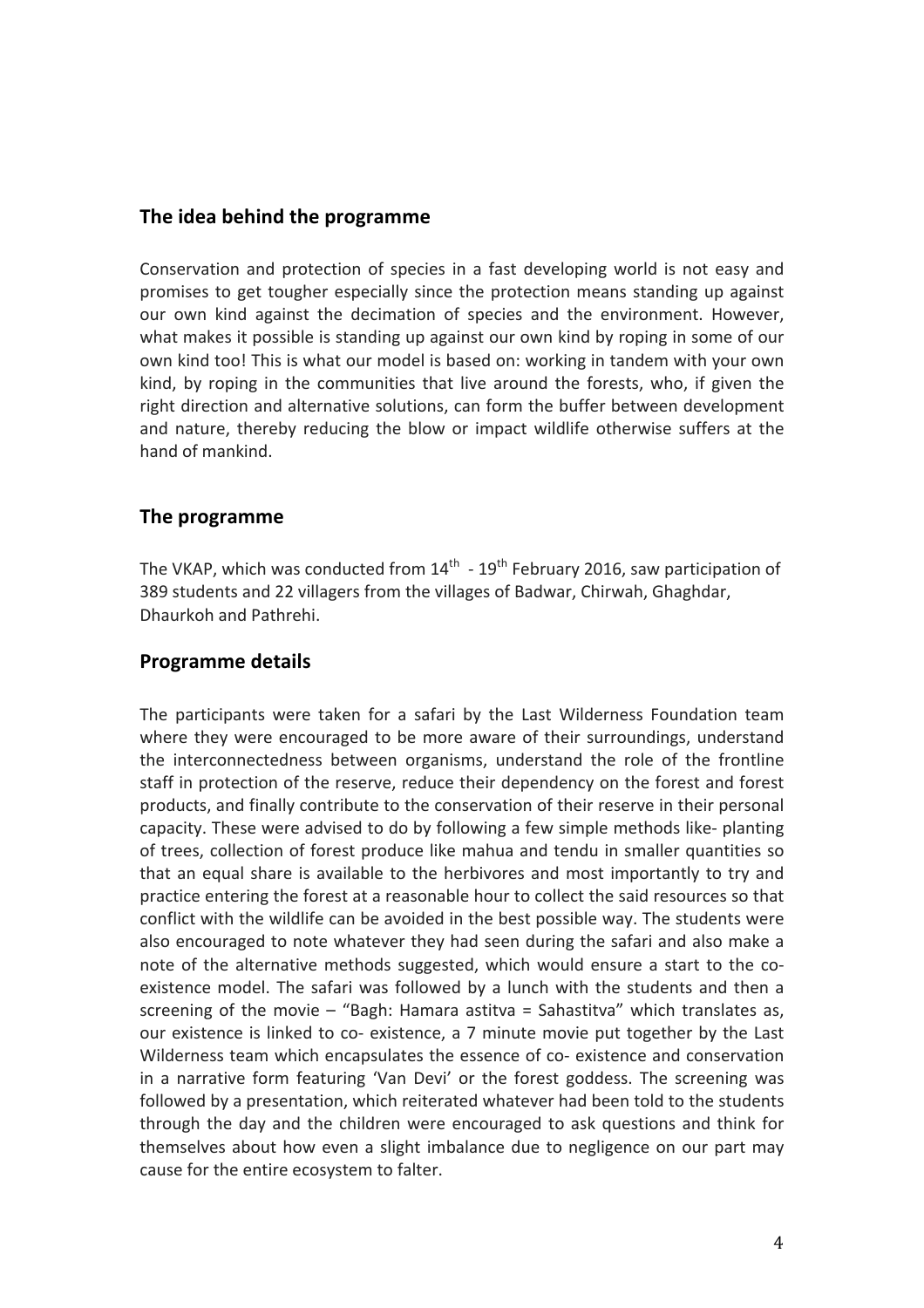## The idea behind the programme

Conservation and protection of species in a fast developing world is not easy and promises to get tougher especially since the protection means standing up against our own kind against the decimation of species and the environment. However, what makes it possible is standing up against our own kind by roping in some of our own kind too! This is what our model is based on: working in tandem with your own kind, by roping in the communities that live around the forests, who, if given the right direction and alternative solutions, can form the buffer between development and nature, thereby reducing the blow or impact wildlife otherwise suffers at the hand of mankind.

## The programme

The VKAP, which was conducted from 14th - 19th February 2016, saw participation of 389 students and 22 villagers from the villages of Badwar, Chirwah, Ghaghdar, Dhaurkoh and Pathrehi.

## Programme details

The participants were taken for a safari by the Last Wilderness Foundation team where they were encouraged to be more aware of their surroundings, understand the interconnectedness between organisms, understand the role of the frontline staff in protection of the reserve, reduce their dependency on the forest and forest products, and finally contribute to the conservation of their reserve in their personal capacity. These were advised to do by following a few simple methods like- planting of trees, collection of forest produce like mahua and tendu in smaller quantities so that an equal share is available to the herbivores and most importantly to try and practice entering the forest at a reasonable hour to collect the said resources so that conflict with the wildlife can be avoided in the best possible way. The students were also encouraged to note whatever they had seen during the safari and also make a note of the alternative methods suggested, which would ensure a start to the co-existence model. The safari was followed by a lunch with the students and then a screening of the movie – "Bagh: Hamara astitva = Sahastitva" which translates as, our existence is linked to co- existence, a 7 minute movie put together by the Last Wilderness team which encapsulates the essence of co- existence and conservation in a narrative form featuring 'Van Devi' or the forest goddess. The screening was followed by a presentation, which reiterated whatever had been told to the students through the day and the children were encouraged to ask questions and think for themselves about how even a slight imbalance due to negligence on our part may cause for the entire ecosystem to falter.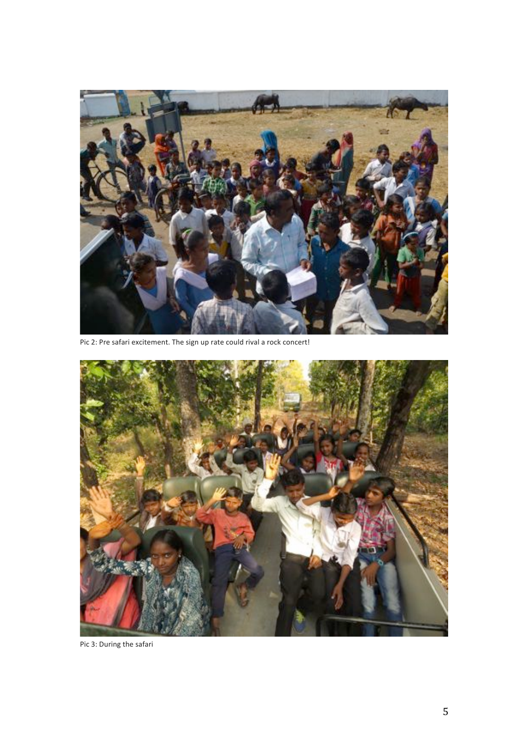Pic 2: Pre safari excitement. The sign up rate could rival a rock concert!

Pic 3: During the safari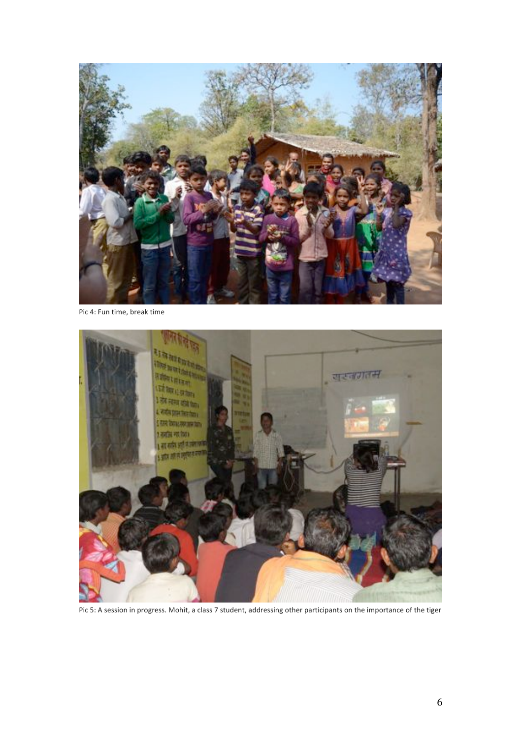Pic 4: Fun time, break time

Pic 5: A session in progress. Mohit, a class 7 student, addressing other participants on the importance of the tiger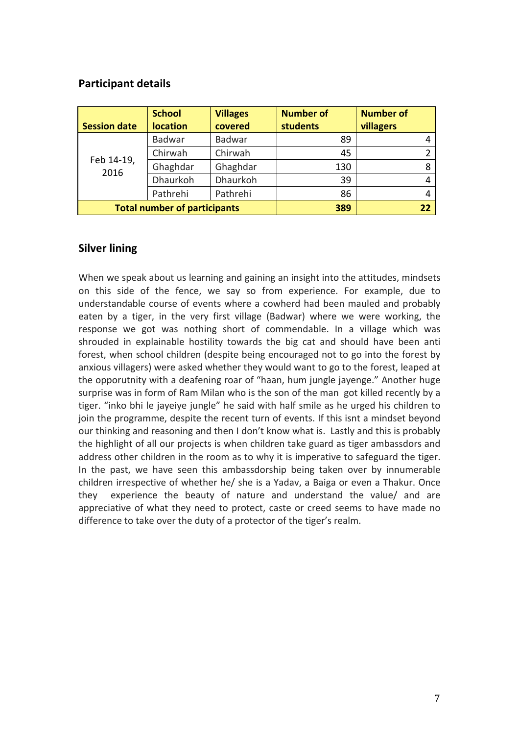## Participant details

| Session date | School location | Villages covered | Number of students | Number of villagers |
|---|---|---|---|---|
| Feb 14-19, 2016 | Badwar | Badwar | 89 | 4 |
| | Chirwah | Chirwah | 45 | 2 |
| | Ghaghdar | Ghaghdar | 130 | 8 |
| | Dhaurkoh | Dhaurkoh | 39 | 4 |
| | Pathrehi | Pathrehi | 86 | 4 |
| **Total number of participants** | | | **389** | **22** |

## Silver lining

When we speak about us learning and gaining an insight into the attitudes, mindsets on this side of the fence, we say so from experience. For example, due to understandable course of events where a cowherd had been mauled and probably eaten by a tiger, in the very first village (Badwar) where we were working, the response we got was nothing short of commendable. In a village which was shrouded in explainable hostility towards the big cat and should have been anti forest, when school children (despite being encouraged not to go into the forest by anxious villagers) were asked whether they would want to go to the forest, leaped at the opporutnity with a deafening roar of "haan, hum jungle jayenge." Another huge surprise was in form of Ram Milan who is the son of the man got killed recently by a tiger. "inko bhi le jayeiye jungle" he said with half smile as he urged his children to join the programme, despite the recent turn of events. If this isnt a mindset beyond our thinking and reasoning and then I don't know what is. Lastly and this is probably the highlight of all our projects is when children take guard as tiger ambassdors and address other children in the room as to why it is imperative to safeguard the tiger. In the past, we have seen this ambassdorship being taken over by innumerable children irrespective of whether he/ she is a Yadav, a Baiga or even a Thakur. Once they experience the beauty of nature and understand the value/ and are appreciative of what they need to protect, caste or creed seems to have made no difference to take over the duty of a protector of the tiger's realm.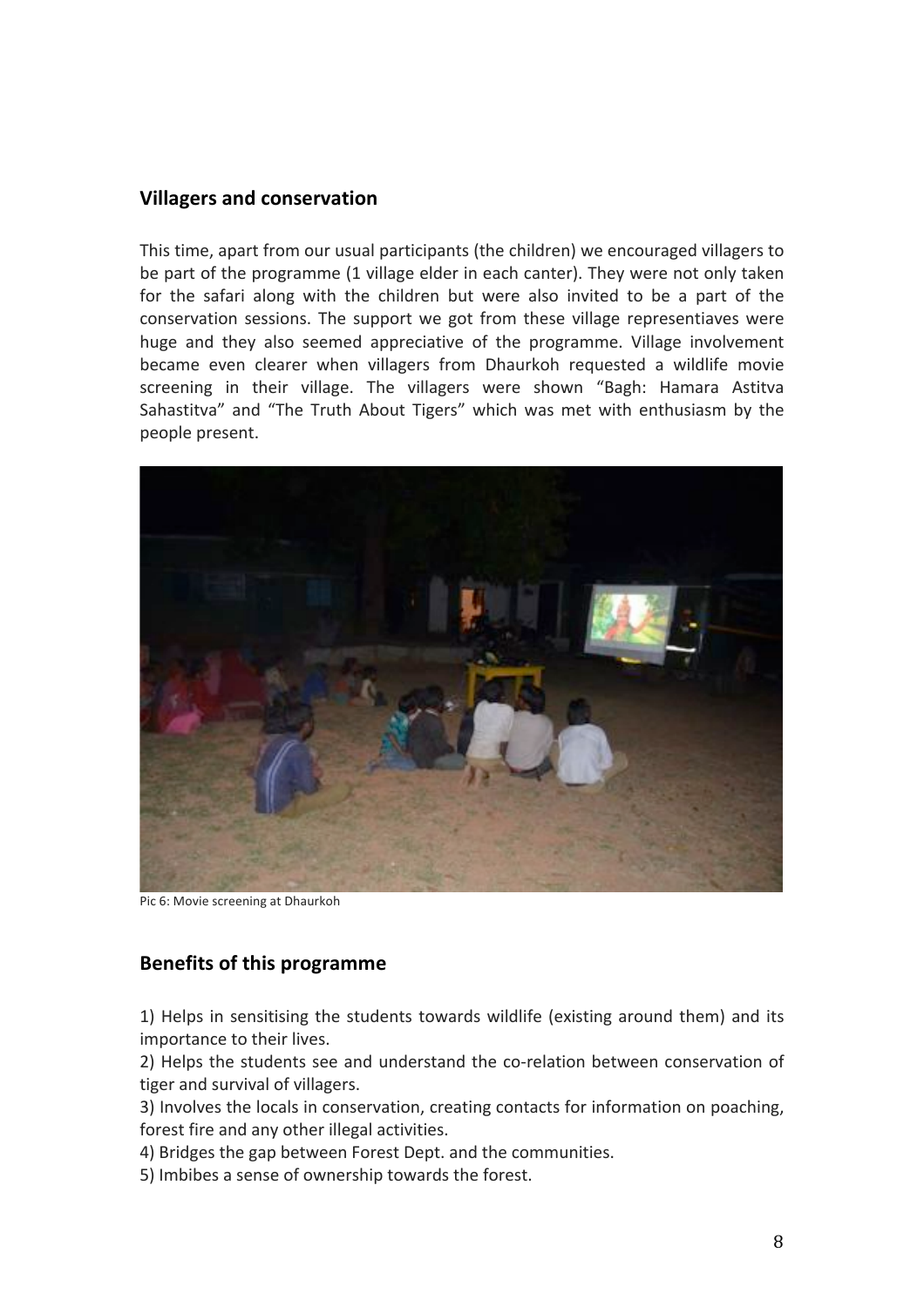## Villagers and conservation

This time, apart from our usual participants (the children) we encouraged villagers to be part of the programme (1 village elder in each canter). They were not only taken for the safari along with the children but were also invited to be a part of the conservation sessions. The support we got from these village representiaves were huge and they also seemed appreciative of the programme. Village involvement became even clearer when villagers from Dhaurkoh requested a wildlife movie screening in their village. The villagers were shown "Bagh: Hamara Astitva Sahastitva" and "The Truth About Tigers" which was met with enthusiasm by the people present.

Pic 6: Movie screening at Dhaurkoh

## Benefits of this programme

1) Helps in sensitising the students towards wildlife (existing around them) and its importance to their lives.
2) Helps the students see and understand the co-relation between conservation of tiger and survival of villagers.
3) Involves the locals in conservation, creating contacts for information on poaching, forest fire and any other illegal activities.
4) Bridges the gap between Forest Dept. and the communities.
5) Imbibes a sense of ownership towards the forest.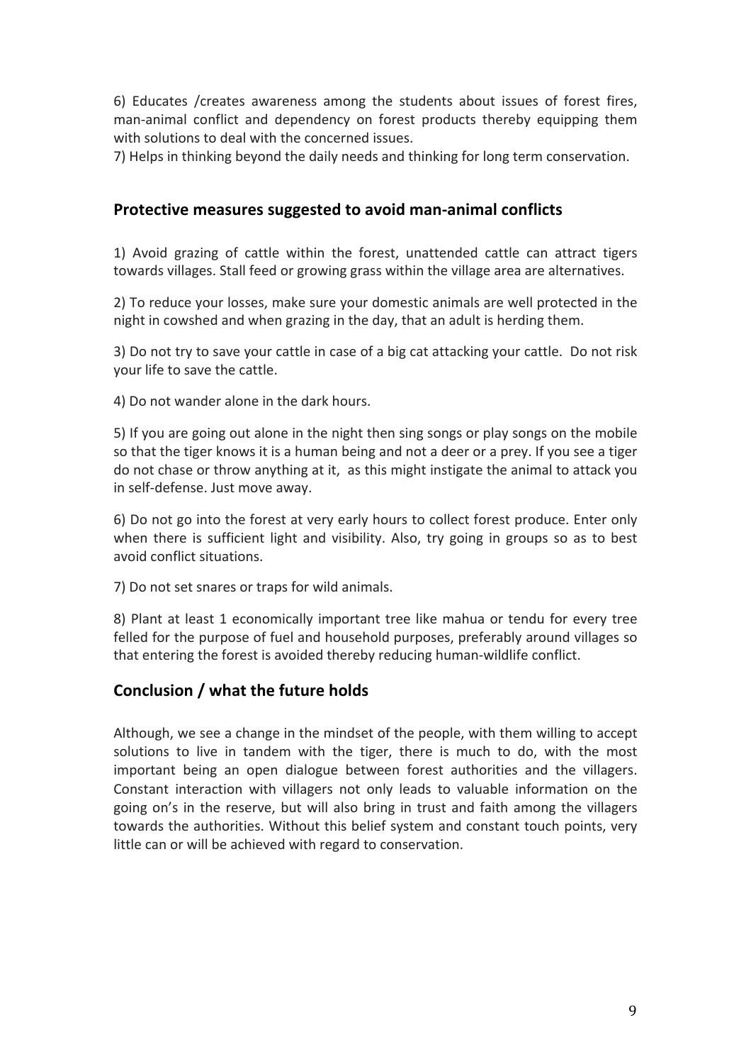6) Educates /creates awareness among the students about issues of forest fires, man-animal conflict and dependency on forest products thereby equipping them with solutions to deal with the concerned issues.

7) Helps in thinking beyond the daily needs and thinking for long term conservation.

## Protective measures suggested to avoid man-animal conflicts

1) Avoid grazing of cattle within the forest, unattended cattle can attract tigers towards villages. Stall feed or growing grass within the village area are alternatives.

2) To reduce your losses, make sure your domestic animals are well protected in the night in cowshed and when grazing in the day, that an adult is herding them.

3) Do not try to save your cattle in case of a big cat attacking your cattle. Do not risk your life to save the cattle.

4) Do not wander alone in the dark hours.

5) If you are going out alone in the night then sing songs or play songs on the mobile so that the tiger knows it is a human being and not a deer or a prey. If you see a tiger do not chase or throw anything at it, as this might instigate the animal to attack you in self-defense. Just move away.

6) Do not go into the forest at very early hours to collect forest produce. Enter only when there is sufficient light and visibility. Also, try going in groups so as to best avoid conflict situations.

7) Do not set snares or traps for wild animals.

8) Plant at least 1 economically important tree like mahua or tendu for every tree felled for the purpose of fuel and household purposes, preferably around villages so that entering the forest is avoided thereby reducing human-wildlife conflict.

## Conclusion / what the future holds

Although, we see a change in the mindset of the people, with them willing to accept solutions to live in tandem with the tiger, there is much to do, with the most important being an open dialogue between forest authorities and the villagers. Constant interaction with villagers not only leads to valuable information on the going on's in the reserve, but will also bring in trust and faith among the villagers towards the authorities. Without this belief system and constant touch points, very little can or will be achieved with regard to conservation.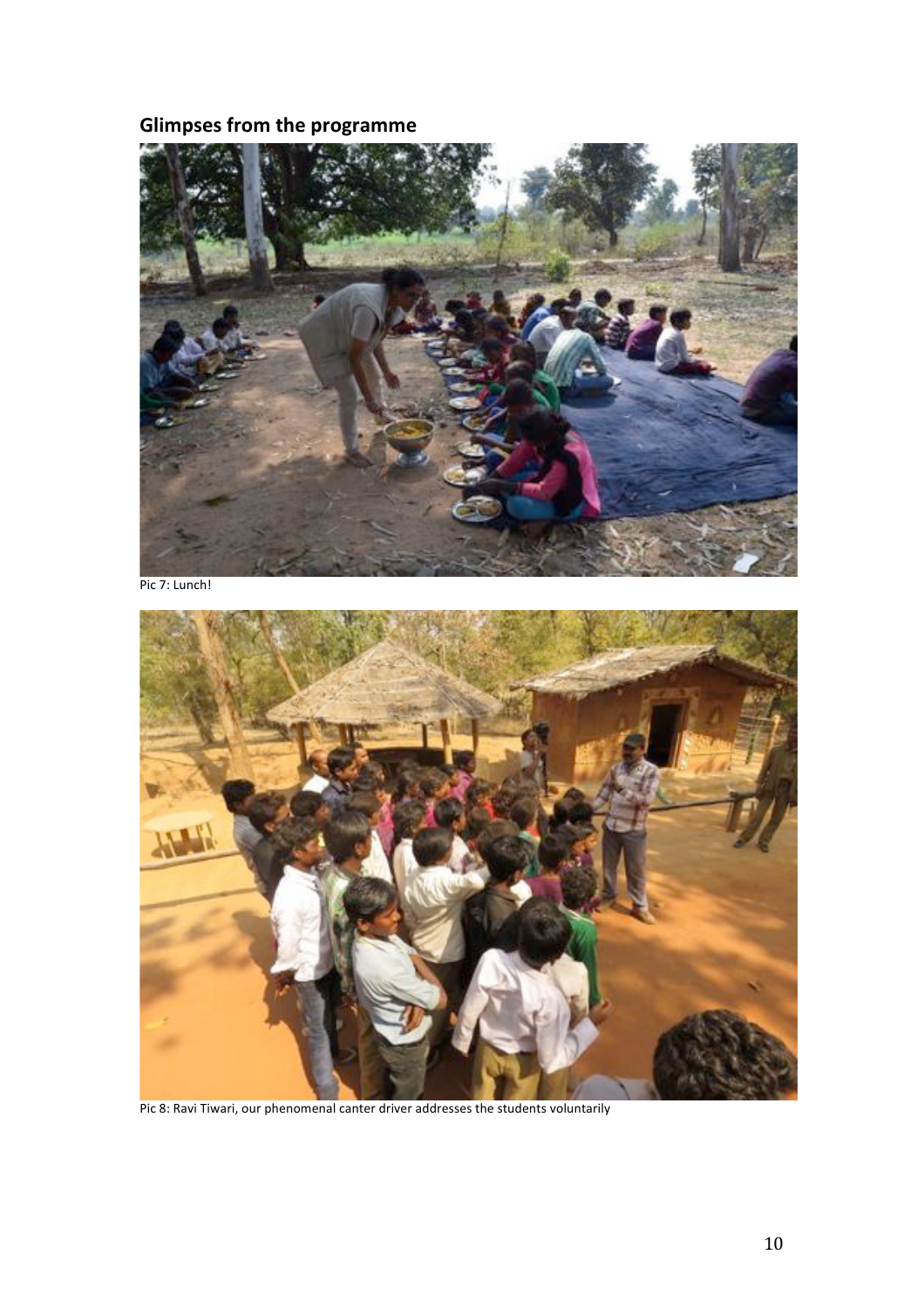## Glimpses from the programme

Pic 7: Lunch!

Pic 8: Ravi Tiwari, our phenomenal canter driver addresses the students voluntarily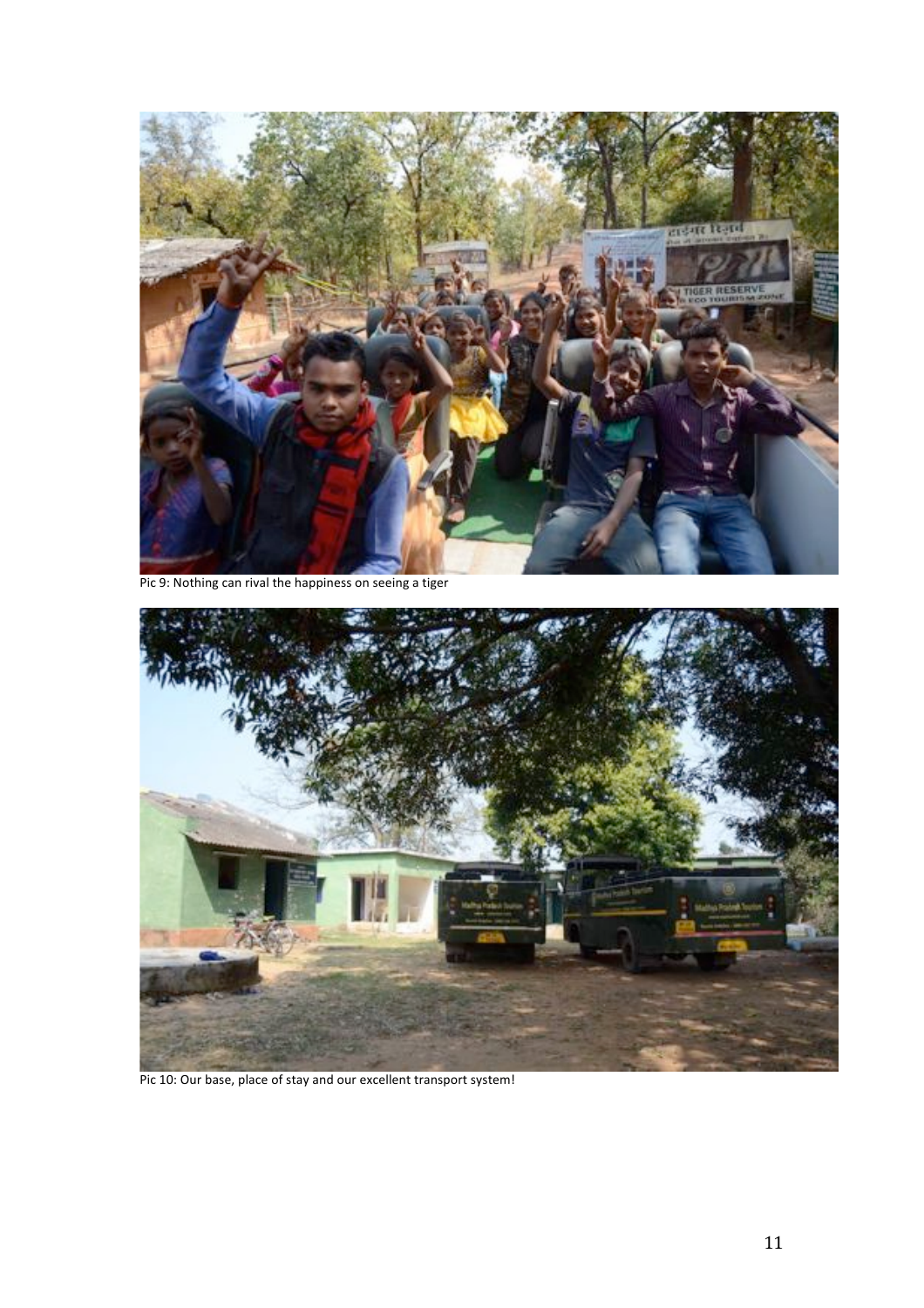Pic 9: Nothing can rival the happiness on seeing a tiger

Pic 10: Our base, place of stay and our excellent transport system!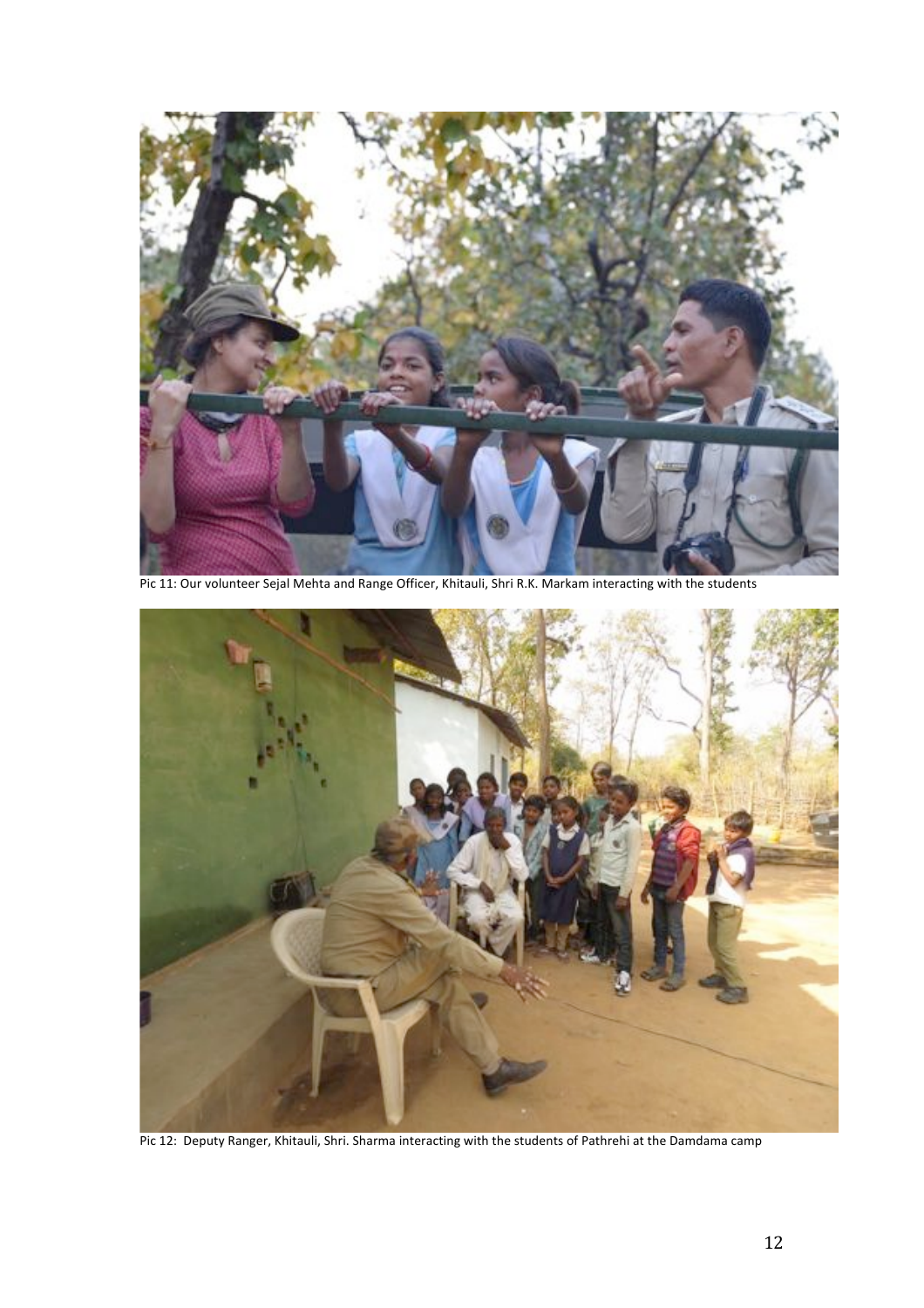Pic 11: Our volunteer Sejal Mehta and Range Officer, Khitauli, Shri R.K. Markam interacting with the students

Pic 12: Deputy Ranger, Khitauli, Shri. Sharma interacting with the students of Pathrehi at the Damdama camp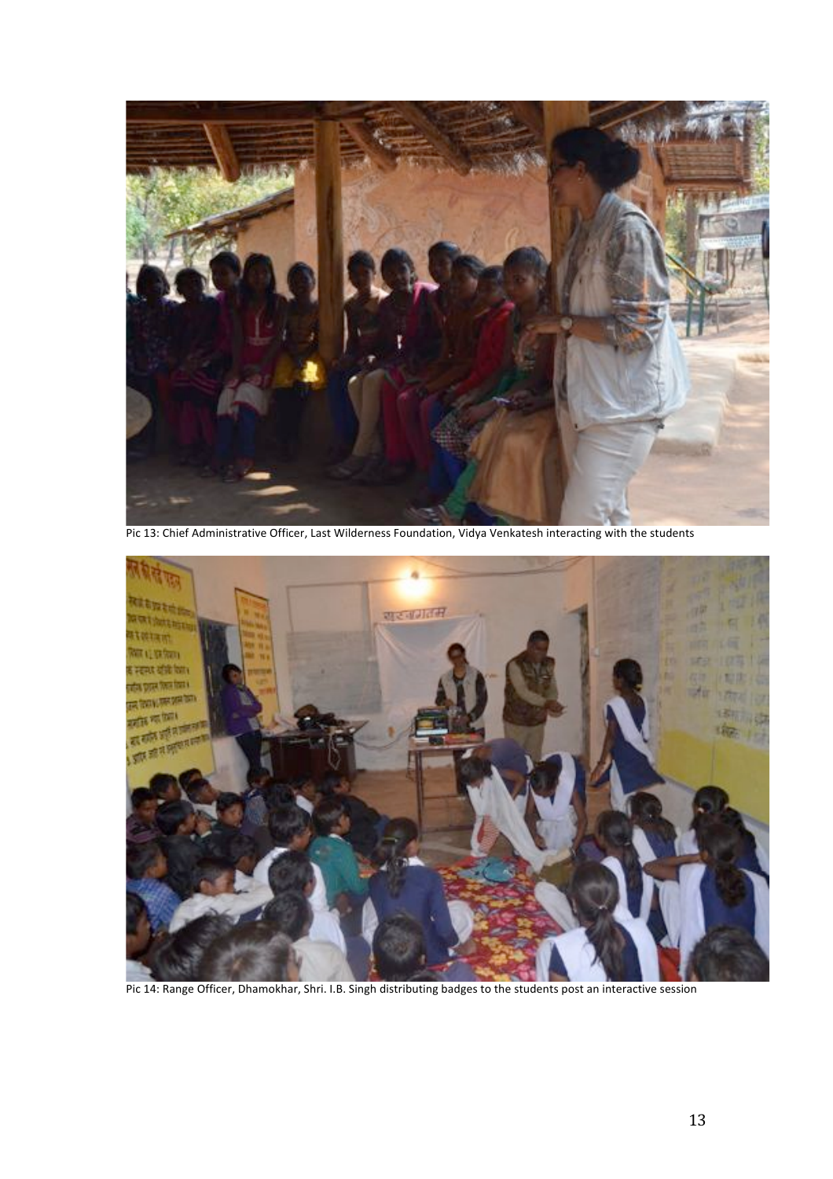Pic 13: Chief Administrative Officer, Last Wilderness Foundation, Vidya Venkatesh interacting with the students

Pic 14: Range Officer, Dhamokhar, Shri. I.B. Singh distributing badges to the students post an interactive session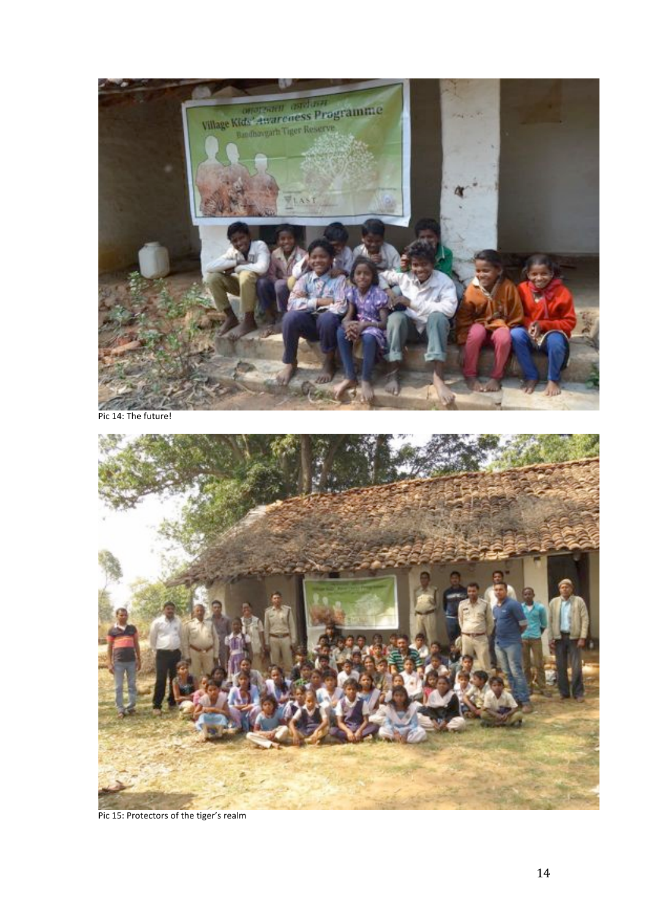Pic 14: The future!

Pic 15: Protectors of the tiger's realm